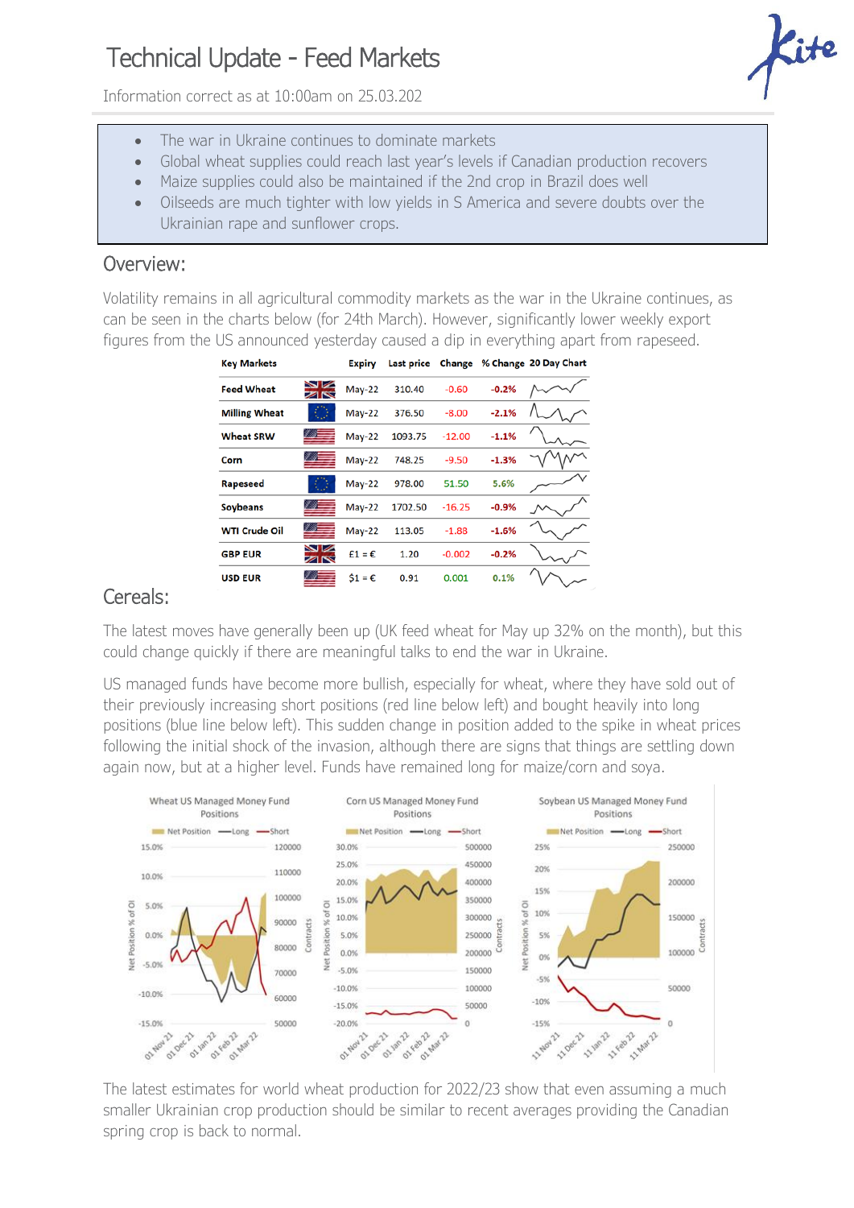# Technical Update - Feed Markets

Information correct as at 10:00am on 25.03.202

- The war in Ukraine continues to dominate markets
- Global wheat supplies could reach last year's levels if Canadian production recovers
- Maize supplies could also be maintained if the 2nd crop in Brazil does well
- Oilseeds are much tighter with low yields in S America and severe doubts over the Ukrainian rape and sunflower crops.

## Overview:

Volatility remains in all agricultural commodity markets as the war in the Ukraine continues, as can be seen in the charts below (for 24th March). However, significantly lower weekly export figures from the US announced yesterday caused a dip in everything apart from rapeseed.

| Key Markets | | Expiry | Last price | Change | % Change | 20 Day Chart |
|---|---|---|---|---|---|---|
| Feed Wheat | | May-22 | 310.40 | -0.60 | -0.2% | |
| Milling Wheat | | May-22 | 376.50 | -8.00 | -2.1% | |
| Wheat SRW | | May-22 | 1093.75 | -12.00 | -1.1% | |
| Corn | | May-22 | 748.25 | -9.50 | -1.3% | |
| Rapeseed | | May-22 | 978.00 | 51.50 | 5.6% | |
| Soybeans | | May-22 | 1702.50 | -16.25 | -0.9% | |
| WTI Crude Oil | | May-22 | 113.05 | -1.88 | -1.6% | |
| GBP EUR | | £1 = € | 1.20 | -0.002 | -0.2% | |
| USD EUR | | $1 = € | 0.91 | 0.001 | 0.1% | |

## Cereals:

The latest moves have generally been up (UK feed wheat for May up 32% on the month), but this could change quickly if there are meaningful talks to end the war in Ukraine.

US managed funds have become more bullish, especially for wheat, where they have sold out of their previously increasing short positions (red line below left) and bought heavily into long positions (blue line below left). This sudden change in position added to the spike in wheat prices following the initial shock of the invasion, although there are signs that things are settling down again now, but at a higher level. Funds have remained long for maize/corn and soya.

The latest estimates for world wheat production for 2022/23 show that even assuming a much smaller Ukrainian crop production should be similar to recent averages providing the Canadian spring crop is back to normal.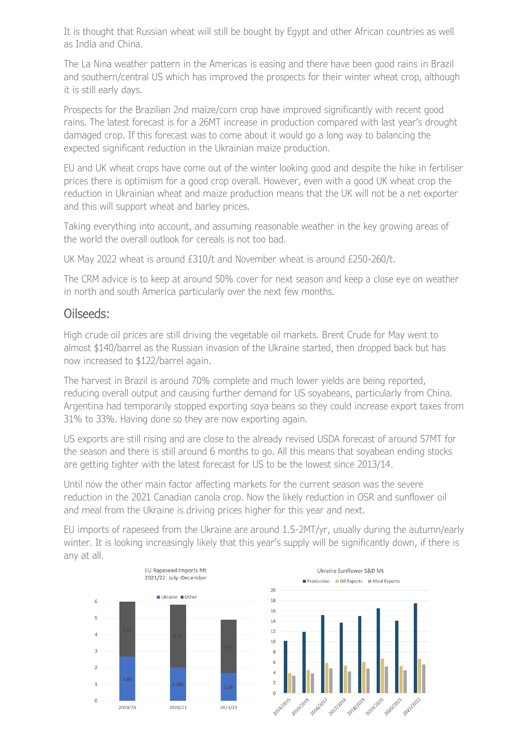It is thought that Russian wheat will still be bought by Egypt and other African countries as well as India and China.

The La Nina weather pattern in the Americas is easing and there have been good rains in Brazil and southern/central US which has improved the prospects for their winter wheat crop, although it is still early days.

Prospects for the Brazilian 2nd maize/corn crop have improved significantly with recent good rains. The latest forecast is for a 26MT increase in production compared with last year's drought damaged crop. If this forecast was to come about it would go a long way to balancing the expected significant reduction in the Ukrainian maize production.

EU and UK wheat crops have come out of the winter looking good and despite the hike in fertiliser prices there is optimism for a good crop overall. However, even with a good UK wheat crop the reduction in Ukrainian wheat and maize production means that the UK will not be a net exporter and this will support wheat and barley prices.

Taking everything into account, and assuming reasonable weather in the key growing areas of the world the overall outlook for cereals is not too bad.

UK May 2022 wheat is around £310/t and November wheat is around £250-260/t.

The CRM advice is to keep at around 50% cover for next season and keep a close eye on weather in north and south America particularly over the next few months.

## Oilseeds:

High crude oil prices are still driving the vegetable oil markets. Brent Crude for May went to almost $140/barrel as the Russian invasion of the Ukraine started, then dropped back but has now increased to $122/barrel again.

The harvest in Brazil is around 70% complete and much lower yields are being reported, reducing overall output and causing further demand for US soyabeans, particularly from China. Argentina had temporarily stopped exporting soya beans so they could increase export taxes from 31% to 33%. Having done so they are now exporting again.

US exports are still rising and are close to the already revised USDA forecast of around 57MT for the season and there is still around 6 months to go. All this means that soyabean ending stocks are getting tighter with the latest forecast for US to be the lowest since 2013/14.

Until now the other main factor affecting markets for the current season was the severe reduction in the 2021 Canadian canola crop. Now the likely reduction in OSR and sunflower oil and meal from the Ukraine is driving prices higher for this year and next.

EU imports of rapeseed from the Ukraine are around 1.5-2MT/yr, usually during the autumn/early winter. It is looking increasingly likely that this year's supply will be significantly down, if there is any at all.

EU Rapeseed Imports Mt
2021/22: July -December

| | Ukraine | Other |
|---|---|---|
| 2019/20 | 2.66 | 3.31 |
| 2020/21 | 1.988 | 3.81 |
| 2021/22 | 1.66 | 3.24 |

Ukraine Sunflower S&D Mt

(Production, Oil Exports, Meal Exports; 2014/2015 – 2021/2022)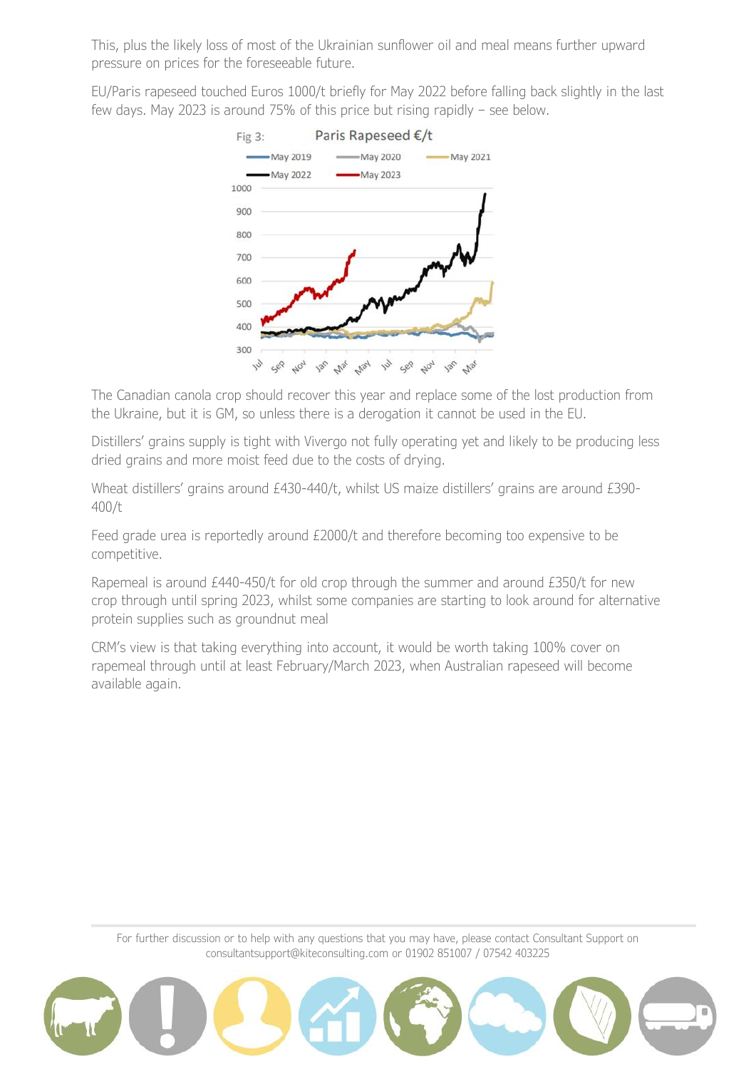This, plus the likely loss of most of the Ukrainian sunflower oil and meal means further upward pressure on prices for the foreseeable future.

EU/Paris rapeseed touched Euros 1000/t briefly for May 2022 before falling back slightly in the last few days. May 2023 is around 75% of this price but rising rapidly – see below.

Fig 3: Paris Rapeseed €/t

May 2019
May 2020
May 2021
May 2022
May 2023

1000
900
800
700
600
500
400
300

Jul Sep Nov Jan Mar May Jul Sep Nov Jan Mar

The Canadian canola crop should recover this year and replace some of the lost production from the Ukraine, but it is GM, so unless there is a derogation it cannot be used in the EU.

Distillers' grains supply is tight with Vivergo not fully operating yet and likely to be producing less dried grains and more moist feed due to the costs of drying.

Wheat distillers' grains around £430-440/t, whilst US maize distillers' grains are around £390-400/t

Feed grade urea is reportedly around £2000/t and therefore becoming too expensive to be competitive.

Rapemeal is around £440-450/t for old crop through the summer and around £350/t for new crop through until spring 2023, whilst some companies are starting to look around for alternative protein supplies such as groundnut meal

CRM's view is that taking everything into account, it would be worth taking 100% cover on rapemeal through until at least February/March 2023, when Australian rapeseed will become available again.

For further discussion or to help with any questions that you may have, please contact Consultant Support on consultantsupport@kiteconsulting.com or 01902 851007 / 07542 403225